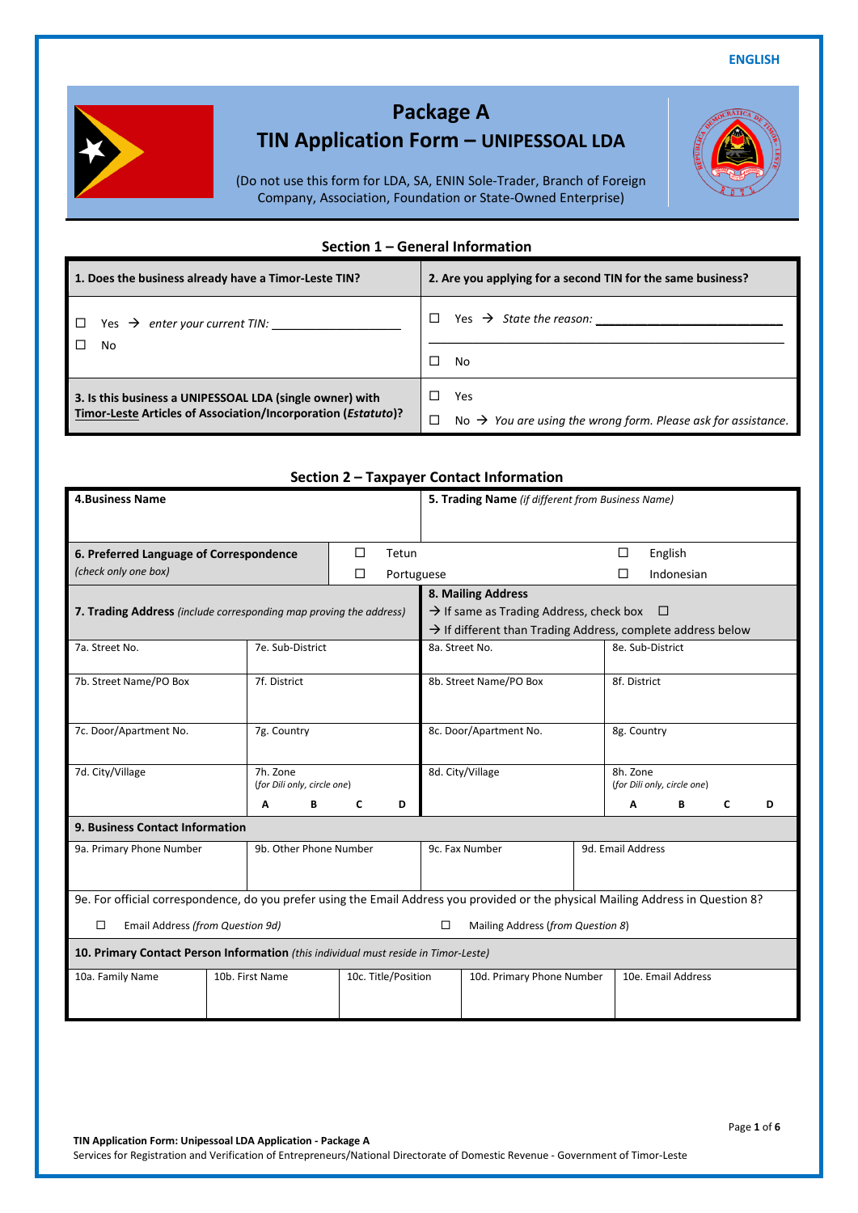ENGLISH

# Package A
# TIN Application Form – UNIPESSOAL LDA

(Do not use this form for LDA, SA, ENIN Sole-Trader, Branch of Foreign Company, Association, Foundation or State-Owned Enterprise)

## Section 1 – General Information

| **1. Does the business already have a Timor-Leste TIN?** | **2. Are you applying for a second TIN for the same business?** |
|---|---|
| ☐ Yes → *enter your current TIN:* ____________________ <br> ☐ No | ☐ Yes → *State the reason:* ______________________________ <br> ☐ No |
| **3. Is this business a UNIPESSOAL LDA (single owner) with Timor-Leste Articles of Association/Incorporation (*Estatuto*)?** | ☐ Yes <br> ☐ No → *You are using the wrong form. Please ask for assistance.* |

## Section 2 – Taxpayer Contact Information

| **4.Business Name** | | **5. Trading Name** *(if different from Business Name)* | |
|---|---|---|---|
| **6. Preferred Language of Correspondence** *(check only one box)* | ☐ Tetun <br> ☐ Portuguese | ☐ English <br> ☐ Indonesian | |
| **7. Trading Address** *(include corresponding map proving the address)* | | **8. Mailing Address** <br> → If same as Trading Address, check box ☐ <br> → If different than Trading Address, complete address below | |
| 7a. Street No. | 7e. Sub-District | 8a. Street No. | 8e. Sub-District |
| 7b. Street Name/PO Box | 7f. District | 8b. Street Name/PO Box | 8f. District |
| 7c. Door/Apartment No. | 7g. Country | 8c. Door/Apartment No. | 8g. Country |
| 7d. City/Village | 7h. Zone *(for Dili only, circle one)* <br> A B C D | 8d. City/Village | 8h. Zone *(for Dili only, circle one)* <br> A B C D |

| **9. Business Contact Information** | | | |
|---|---|---|---|
| 9a. Primary Phone Number | 9b. Other Phone Number | 9c. Fax Number | 9d. Email Address |
| 9e. For official correspondence, do you prefer using the Email Address you provided or the physical Mailing Address in Question 8? <br> ☐ Email Address *(from Question 9d)* ☐ Mailing Address *(from Question 8)* | | | |

| **10. Primary Contact Person Information** *(this individual must reside in Timor-Leste)* | | | | |
|---|---|---|---|---|
| 10a. Family Name | 10b. First Name | 10c. Title/Position | 10d. Primary Phone Number | 10e. Email Address |
| | | | | |

**TIN Application Form: Unipessoal LDA Application - Package A**
Services for Registration and Verification of Entrepreneurs/National Directorate of Domestic Revenue - Government of Timor-Leste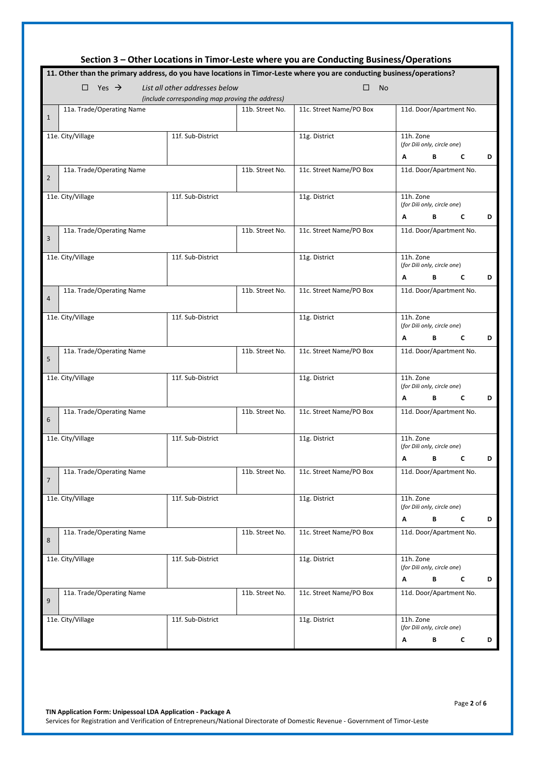## Section 3 – Other Locations in Timor-Leste where you are Conducting Business/Operations

**11. Other than the primary address, do you have locations in Timor-Leste where you are conducting business/operations?**

☐ Yes → *List all other addresses below (include corresponding map proving the address)* ☐ No

| # | | | | | |
|---|---|---|---|---|---|
| 1 | 11a. Trade/Operating Name | | 11b. Street No. | 11c. Street Name/PO Box | 11d. Door/Apartment No. |
| | 11e. City/Village | 11f. Sub-District | | 11g. District | 11h. Zone (*for Dili only, circle one*) A B C D |
| 2 | 11a. Trade/Operating Name | | 11b. Street No. | 11c. Street Name/PO Box | 11d. Door/Apartment No. |
| | 11e. City/Village | 11f. Sub-District | | 11g. District | 11h. Zone (*for Dili only, circle one*) A B C D |
| 3 | 11a. Trade/Operating Name | | 11b. Street No. | 11c. Street Name/PO Box | 11d. Door/Apartment No. |
| | 11e. City/Village | 11f. Sub-District | | 11g. District | 11h. Zone (*for Dili only, circle one*) A B C D |
| 4 | 11a. Trade/Operating Name | | 11b. Street No. | 11c. Street Name/PO Box | 11d. Door/Apartment No. |
| | 11e. City/Village | 11f. Sub-District | | 11g. District | 11h. Zone (*for Dili only, circle one*) A B C D |
| 5 | 11a. Trade/Operating Name | | 11b. Street No. | 11c. Street Name/PO Box | 11d. Door/Apartment No. |
| | 11e. City/Village | 11f. Sub-District | | 11g. District | 11h. Zone (*for Dili only, circle one*) A B C D |
| 6 | 11a. Trade/Operating Name | | 11b. Street No. | 11c. Street Name/PO Box | 11d. Door/Apartment No. |
| | 11e. City/Village | 11f. Sub-District | | 11g. District | 11h. Zone (*for Dili only, circle one*) A B C D |
| 7 | 11a. Trade/Operating Name | | 11b. Street No. | 11c. Street Name/PO Box | 11d. Door/Apartment No. |
| | 11e. City/Village | 11f. Sub-District | | 11g. District | 11h. Zone (*for Dili only, circle one*) A B C D |
| 8 | 11a. Trade/Operating Name | | 11b. Street No. | 11c. Street Name/PO Box | 11d. Door/Apartment No. |
| | 11e. City/Village | 11f. Sub-District | | 11g. District | 11h. Zone (*for Dili only, circle one*) A B C D |
| 9 | 11a. Trade/Operating Name | | 11b. Street No. | 11c. Street Name/PO Box | 11d. Door/Apartment No. |
| | 11e. City/Village | 11f. Sub-District | | 11g. District | 11h. Zone (*for Dili only, circle one*) A B C D |

**TIN Application Form: Unipessoal LDA Application - Package A**
Services for Registration and Verification of Entrepreneurs/National Directorate of Domestic Revenue - Government of Timor-Leste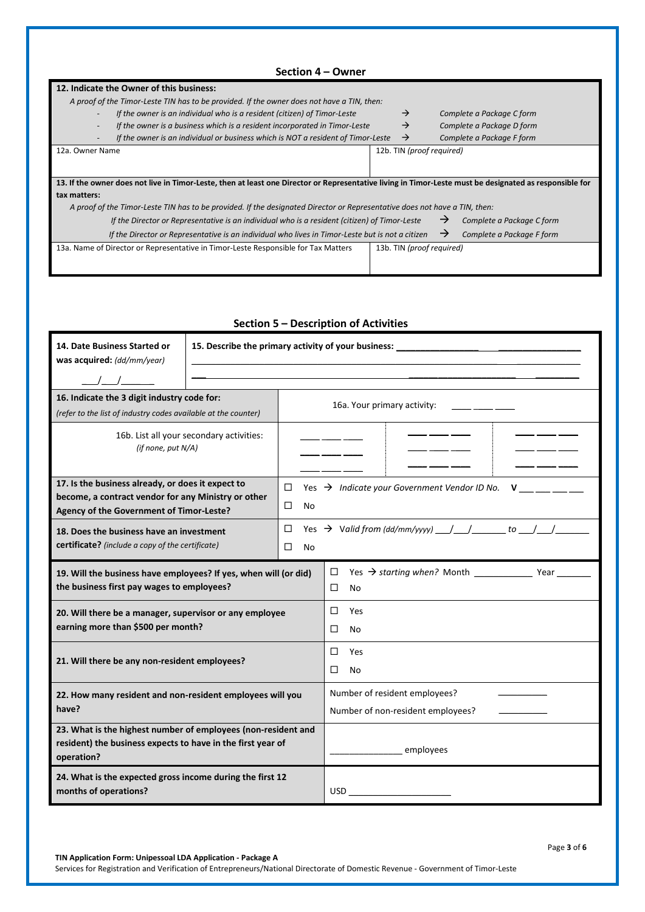## Section 4 – Owner

**12. Indicate the Owner of this business:**

*A proof of the Timor-Leste TIN has to be provided. If the owner does not have a TIN, then:*

- *If the owner is an individual who is a resident (citizen) of Timor-Leste* → *Complete a Package C form*
- *If the owner is a business which is a resident incorporated in Timor-Leste* → *Complete a Package D form*
- *If the owner is an individual or business which is NOT a resident of Timor-Leste* → *Complete a Package F form*

| 12a. Owner Name | 12b. TIN *(proof required)* |
|---|---|
| | |

**13. If the owner does not live in Timor-Leste, then at least one Director or Representative living in Timor-Leste must be designated as responsible for tax matters:**

*A proof of the Timor-Leste TIN has to be provided. If the designated Director or Representative does not have a TIN, then:*

*If the Director or Representative is an individual who is a resident (citizen) of Timor-Leste* → *Complete a Package C form*

*If the Director or Representative is an individual who lives in Timor-Leste but is not a citizen* → *Complete a Package F form*

| 13a. Name of Director or Representative in Timor-Leste Responsible for Tax Matters | 13b. TIN *(proof required)* |
|---|---|
| | |

## Section 5 – Description of Activities

| | |
|---|---|
| **14. Date Business Started or was acquired:** *(dd/mm/year)* ___/___/_______ | **15. Describe the primary activity of your business:** ________________________________________________ |
| **16. Indicate the 3 digit industry code for:** *(refer to the list of industry codes available at the counter)* | 16a. Your primary activity: ___ ___ ___ |
| 16b. List all your secondary activities: *(if none, put N/A)* | ___ ___ ___ &nbsp; ___ ___ ___ &nbsp; ___ ___ ___ <br> ___ ___ ___ &nbsp; ___ ___ ___ &nbsp; ___ ___ ___ <br> ___ ___ ___ &nbsp; ___ ___ ___ &nbsp; ___ ___ ___ |
| **17. Is the business already, or does it expect to become, a contract vendor for any Ministry or other Agency of the Government of Timor-Leste?** | ☐ Yes → *Indicate your Government Vendor ID No.* **V** ___ ___ ___ ___ <br> ☐ No |
| **18. Does the business have an investment certificate?** *(include a copy of the certificate)* | ☐ Yes → *Valid from (dd/mm/yyyy)* ___/___/_______ *to* ___/___/_______ <br> ☐ No |
| **19. Will the business have employees? If yes, when will (or did) the business first pay wages to employees?** | ☐ Yes → *starting when?* Month ___________ Year _______ <br> ☐ No |
| **20. Will there be a manager, supervisor or any employee earning more than $500 per month?** | ☐ Yes <br> ☐ No |
| **21. Will there be any non-resident employees?** | ☐ Yes <br> ☐ No |
| **22. How many resident and non-resident employees will you have?** | Number of resident employees? __________ <br> Number of non-resident employees? __________ |
| **23. What is the highest number of employees (non-resident and resident) the business expects to have in the first year of operation?** | ______________ employees |
| **24. What is the expected gross income during the first 12 months of operations?** | USD ____________________ |

**TIN Application Form: Unipessoal LDA Application - Package A**

Services for Registration and Verification of Entrepreneurs/National Directorate of Domestic Revenue - Government of Timor-Leste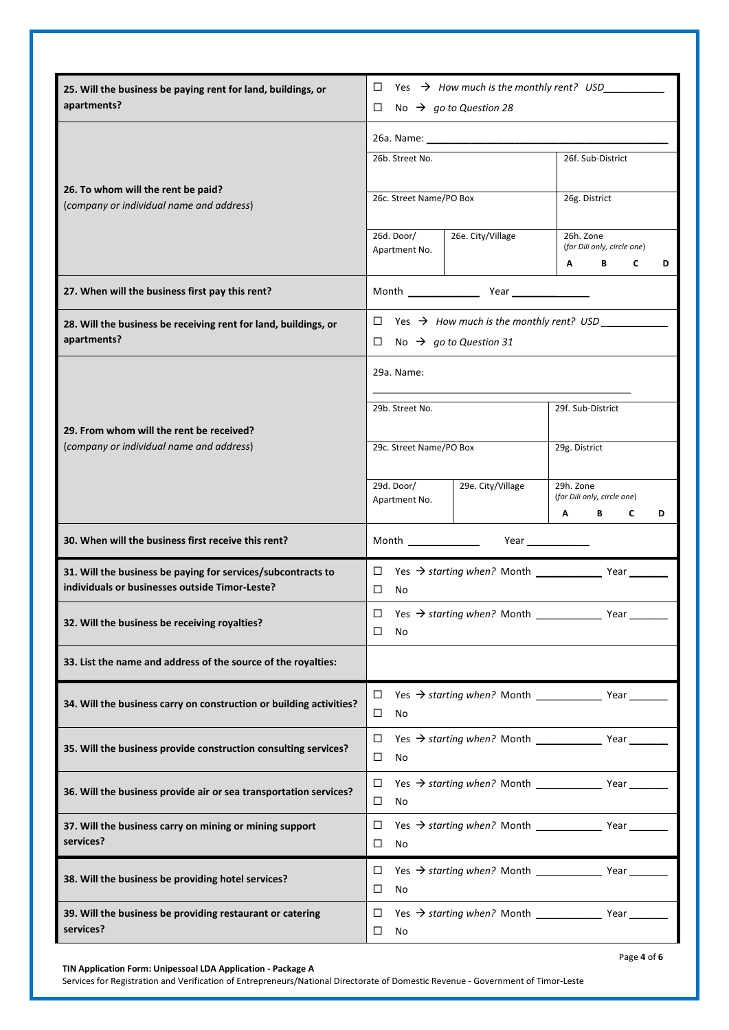| | |
|---|---|
| **25. Will the business be paying rent for land, buildings, or apartments?** | ☐ Yes → *How much is the monthly rent? USD*__________ <br> ☐ No → *go to Question 28* |
| **26. To whom will the rent be paid?** <br> (*company or individual name and address*) | 26a. Name: ______________________________ <br> 26b. Street No. \| 26f. Sub-District <br> 26c. Street Name/PO Box \| 26g. District <br> 26d. Door/ Apartment No. \| 26e. City/Village \| 26h. Zone (*for Dili only, circle one*) A B C D |
| **27. When will the business first pay this rent?** | Month ____________ Year ____________ |
| **28. Will the business be receiving rent for land, buildings, or apartments?** | ☐ Yes → *How much is the monthly rent? USD* ___________ <br> ☐ No → *go to Question 31* |
| **29. From whom will the rent be received?** <br> (*company or individual name and address*) | 29a. Name: ______________________________ <br> 29b. Street No. \| 29f. Sub-District <br> 29c. Street Name/PO Box \| 29g. District <br> 29d. Door/ Apartment No. \| 29e. City/Village \| 29h. Zone (*for Dili only, circle one*) A B C D |
| **30. When will the business first receive this rent?** | Month ____________ Year ____________ |
| **31. Will the business be paying for services/subcontracts to individuals or businesses outside Timor-Leste?** | ☐ Yes → *starting when?* Month ___________ Year _______ <br> ☐ No |
| **32. Will the business be receiving royalties?** | ☐ Yes → *starting when?* Month ___________ Year _______ <br> ☐ No |
| **33. List the name and address of the source of the royalties:** | |
| **34. Will the business carry on construction or building activities?** | ☐ Yes → *starting when?* Month ___________ Year _______ <br> ☐ No |
| **35. Will the business provide construction consulting services?** | ☐ Yes → *starting when?* Month ___________ Year _______ <br> ☐ No |
| **36. Will the business provide air or sea transportation services?** | ☐ Yes → *starting when?* Month ___________ Year _______ <br> ☐ No |
| **37. Will the business carry on mining or mining support services?** | ☐ Yes → *starting when?* Month ___________ Year _______ <br> ☐ No |
| **38. Will the business be providing hotel services?** | ☐ Yes → *starting when?* Month ___________ Year _______ <br> ☐ No |
| **39. Will the business be providing restaurant or catering services?** | ☐ Yes → *starting when?* Month ___________ Year _______ <br> ☐ No |

**TIN Application Form: Unipessoal LDA Application - Package A**
Services for Registration and Verification of Entrepreneurs/National Directorate of Domestic Revenue - Government of Timor-Leste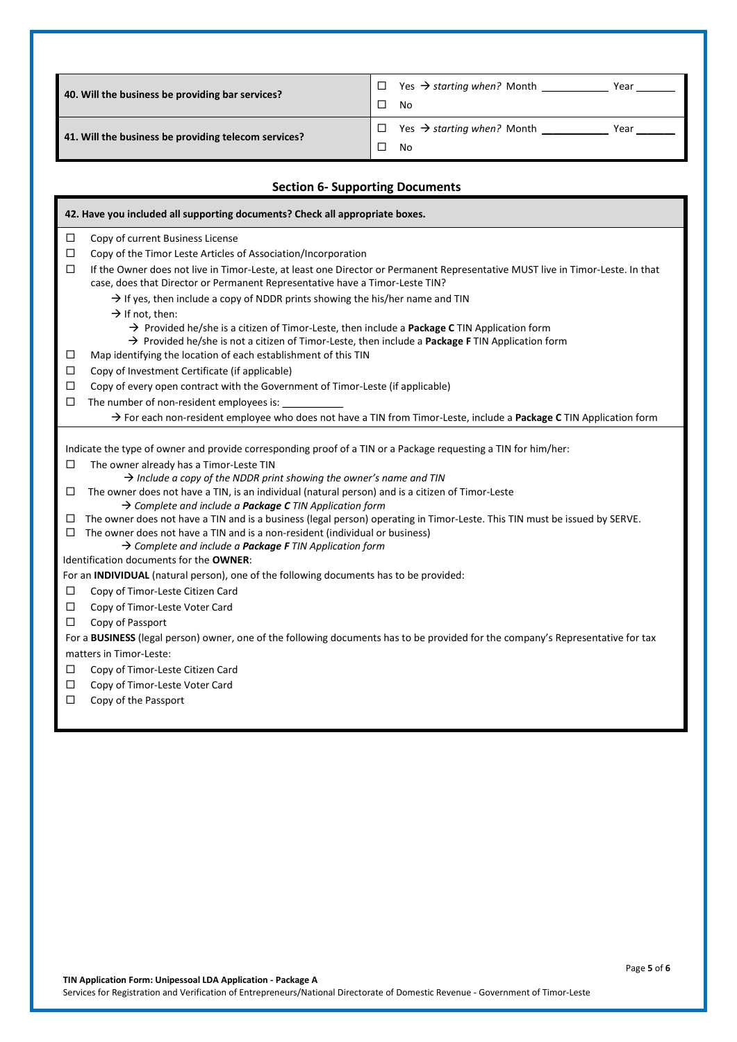| | |
|---|---|
| **40. Will the business be providing bar services?** | ☐ Yes → *starting when?* Month ___________ Year _______<br>☐ No |
| **41. Will the business be providing telecom services?** | ☐ Yes → *starting when?* Month ___________ Year _______<br>☐ No |

## Section 6- Supporting Documents

**42. Have you included all supporting documents? Check all appropriate boxes.**

☐ Copy of current Business License

☐ Copy of the Timor Leste Articles of Association/Incorporation

☐ If the Owner does not live in Timor-Leste, at least one Director or Permanent Representative MUST live in Timor-Leste. In that case, does that Director or Permanent Representative have a Timor-Leste TIN?

→ If yes, then include a copy of NDDR prints showing the his/her name and TIN

→ If not, then:

→ Provided he/she is a citizen of Timor-Leste, then include a **Package C** TIN Application form

→ Provided he/she is not a citizen of Timor-Leste, then include a **Package F** TIN Application form

☐ Map identifying the location of each establishment of this TIN

☐ Copy of Investment Certificate (if applicable)

☐ Copy of every open contract with the Government of Timor-Leste (if applicable)

☐ The number of non-resident employees is: ___________

→ For each non-resident employee who does not have a TIN from Timor-Leste, include a **Package C** TIN Application form

Indicate the type of owner and provide corresponding proof of a TIN or a Package requesting a TIN for him/her:

☐ The owner already has a Timor-Leste TIN

→ *Include a copy of the NDDR print showing the owner's name and TIN*

☐ The owner does not have a TIN, is an individual (natural person) and is a citizen of Timor-Leste

→ *Complete and include a **Package C** TIN Application form*

☐ The owner does not have a TIN and is a business (legal person) operating in Timor-Leste. This TIN must be issued by SERVE.

☐ The owner does not have a TIN and is a non-resident (individual or business)

→ *Complete and include a **Package F** TIN Application form*

Identification documents for the **OWNER**:

For an **INDIVIDUAL** (natural person), one of the following documents has to be provided:

☐ Copy of Timor-Leste Citizen Card

☐ Copy of Timor-Leste Voter Card

☐ Copy of Passport

For a **BUSINESS** (legal person) owner, one of the following documents has to be provided for the company's Representative for tax matters in Timor-Leste:

☐ Copy of Timor-Leste Citizen Card

☐ Copy of Timor-Leste Voter Card

☐ Copy of the Passport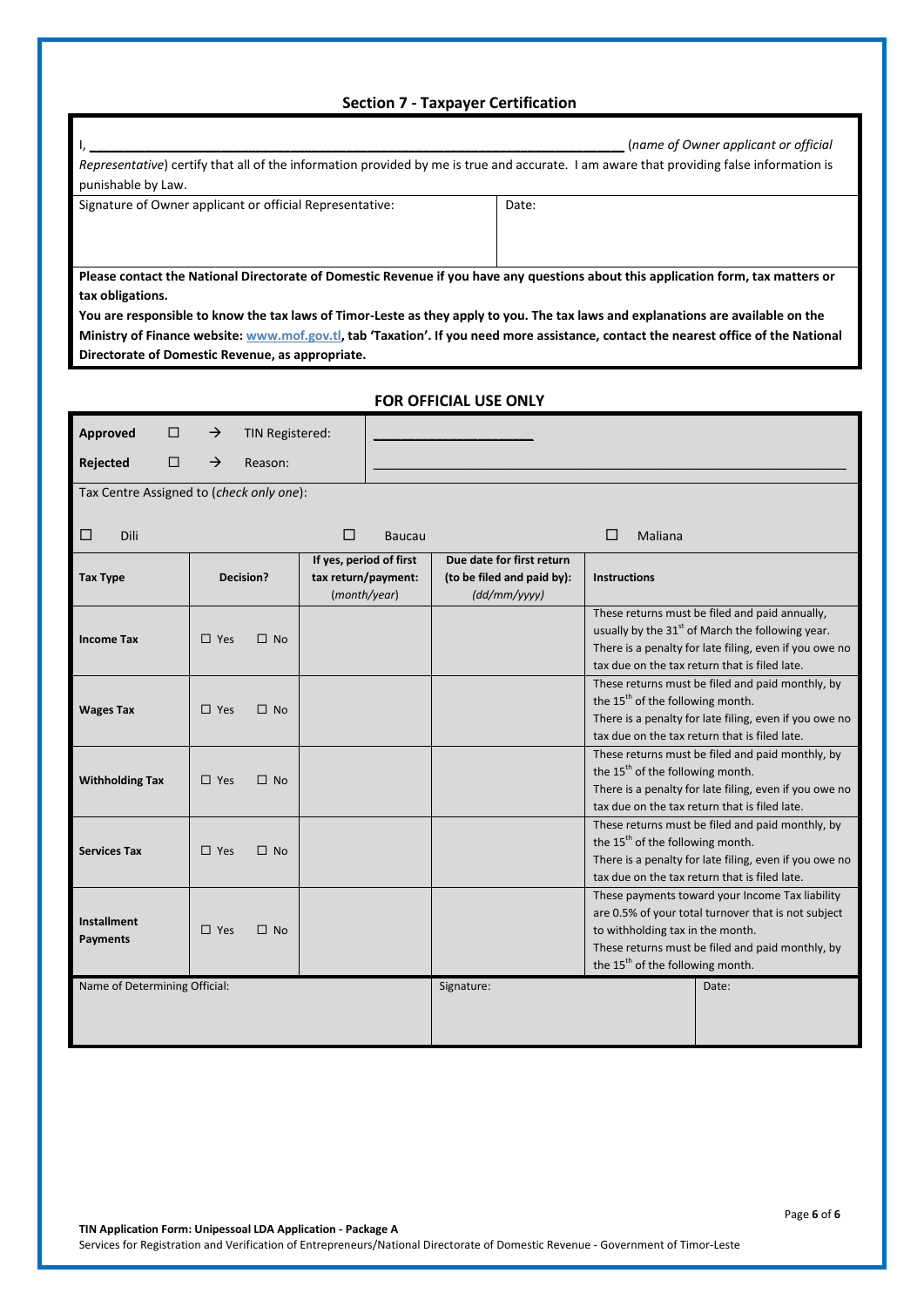## Section 7 - Taxpayer Certification

I, ______________________________________________ (*name of Owner applicant or official Representative*) certify that all of the information provided by me is true and accurate. I am aware that providing false information is punishable by Law.

| Signature of Owner applicant or official Representative: | Date: |
|---|---|
| | |

**Please contact the National Directorate of Domestic Revenue if you have any questions about this application form, tax matters or tax obligations.**

**You are responsible to know the tax laws of Timor-Leste as they apply to you. The tax laws and explanations are available on the Ministry of Finance website: www.mof.gov.tl, tab 'Taxation'. If you need more assistance, contact the nearest office of the National Directorate of Domestic Revenue, as appropriate.**

## FOR OFFICIAL USE ONLY

**Approved** ☐ → TIN Registered: ____________________

**Rejected** ☐ → Reason: ____________________________________________

Tax Centre Assigned to (*check only one*):

☐ Dili ☐ Baucau ☐ Maliana

| Tax Type | Decision? | If yes, period of first tax return/payment: (*month/year*) | Due date for first return (to be filed and paid by): (*dd/mm/yyyy*) | Instructions |
|---|---|---|---|---|
| **Income Tax** | ☐ Yes ☐ No | | | These returns must be filed and paid annually, usually by the 31st of March the following year. There is a penalty for late filing, even if you owe no tax due on the tax return that is filed late. |
| **Wages Tax** | ☐ Yes ☐ No | | | These returns must be filed and paid monthly, by the 15th of the following month. There is a penalty for late filing, even if you owe no tax due on the tax return that is filed late. |
| **Withholding Tax** | ☐ Yes ☐ No | | | These returns must be filed and paid monthly, by the 15th of the following month. There is a penalty for late filing, even if you owe no tax due on the tax return that is filed late. |
| **Services Tax** | ☐ Yes ☐ No | | | These returns must be filed and paid monthly, by the 15th of the following month. There is a penalty for late filing, even if you owe no tax due on the tax return that is filed late. |
| **Installment Payments** | ☐ Yes ☐ No | | | These payments toward your Income Tax liability are 0.5% of your total turnover that is not subject to withholding tax in the month. These returns must be filed and paid monthly, by the 15th of the following month. |

| Name of Determining Official: | Signature: | Date: |
|---|---|---|
| | | |

**TIN Application Form: Unipessoal LDA Application - Package A**
Services for Registration and Verification of Entrepreneurs/National Directorate of Domestic Revenue - Government of Timor-Leste